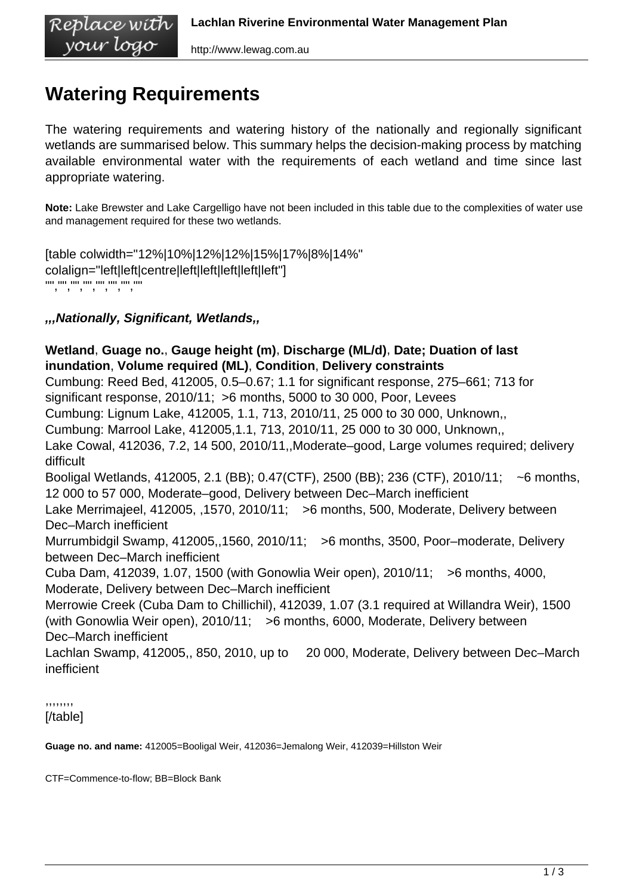# Watering Requirements

The watering requirements and watering history of the nationally and regionally significant wetlands are summarised below. This summary helps the decision-making process by matching available environmental water with the requirements of each wetland and time since last appropriate watering.

**Note:** Lake Brewster and Lake Cargelligo have not been included in this table due to the complexities of water use and management required for these two wetlands.

***Nationally Significant Wetlands***

| **Wetland** | **Guage no.** | **Gauge height (m)** | **Discharge (ML/d)** | **Date; Duation of last inundation** | **Volume required (ML)** | **Condition** | **Delivery constraints** |
|---|---|---|---|---|---|---|---|
| Cumbung: Reed Bed | 412005 | 0.5–0.67; 1.1 for significant response | 275–661; 713 for significant response | 2010/11; >6 months | 5000 to 30 000 | Poor | Levees |
| Cumbung: Lignum Lake | 412005 | 1.1 | 713 | 2010/11 | 25 000 to 30 000 | Unknown | |
| Cumbung: Marrool Lake | 412005 | 1.1 | 713 | 2010/11 | 25 000 to 30 000 | Unknown | |
| Lake Cowal | 412036 | 7.2 | 14 500 | 2010/11 | | Moderate–good | Large volumes required; delivery difficult |
| Booligal Wetlands | 412005 | 2.1 (BB); 0.47(CTF) | 2500 (BB); 236 (CTF) | 2010/11; ~6 months | 12 000 to 57 000 | Moderate–good | Delivery between Dec–March inefficient |
| Lake Merrimajeel | 412005 | | 1570 | 2010/11; >6 months | 500 | Moderate | Delivery between Dec–March inefficient |
| Murrumbidgil Swamp | 412005 | | 1560 | 2010/11; >6 months | 3500 | Poor–moderate | Delivery between Dec–March inefficient |
| Cuba Dam | 412039 | 1.07 | 1500 (with Gonowlia Weir open) | 2010/11; >6 months | 4000 | Moderate | Delivery between Dec–March inefficient |
| Merrowie Creek (Cuba Dam to Chillichil) | 412039 | 1.07 (3.1 required at Willandra Weir) | 1500 (with Gonowlia Weir open) | 2010/11; >6 months | 6000 | Moderate | Delivery between Dec–March inefficient |
| Lachlan Swamp | 412005 | | 850 | 2010 | up to 20 000 | Moderate | Delivery between Dec–March inefficient |

**Guage no. and name:** 412005=Booligal Weir, 412036=Jemalong Weir, 412039=Hillston Weir

CTF=Commence-to-flow; BB=Block Bank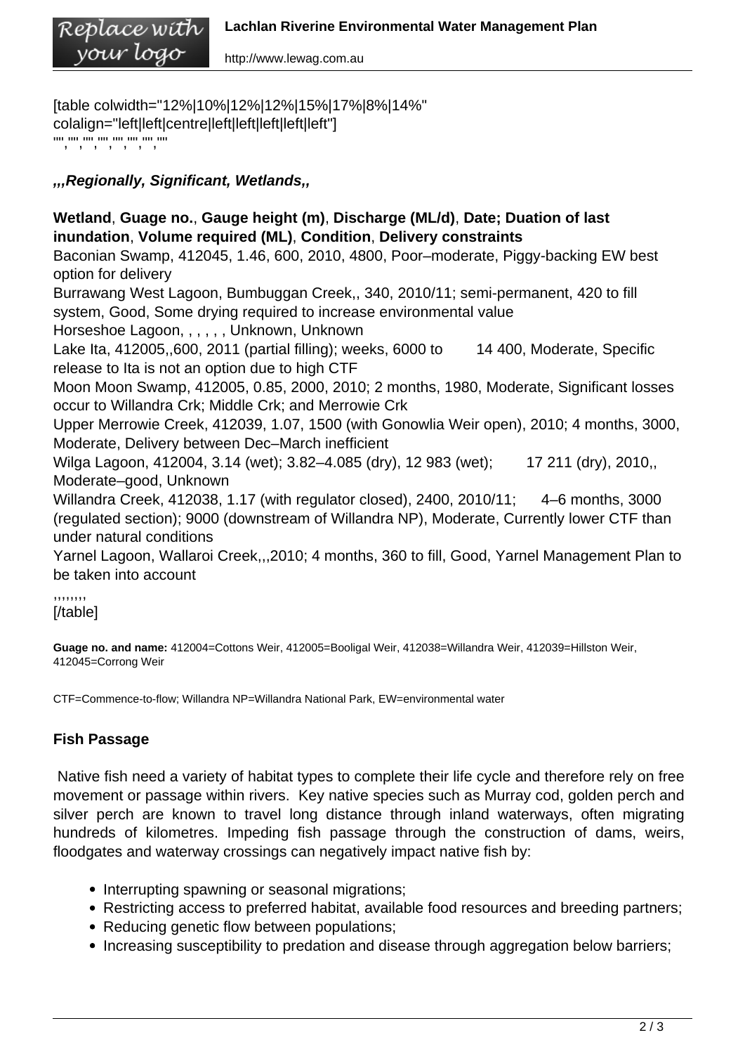***Regionally Significant Wetlands***

| **Wetland** | **Guage no.** | **Gauge height (m)** | **Discharge (ML/d)** | **Date; Duation of last inundation** | **Volume required (ML)** | **Condition** | **Delivery constraints** |
|---|---|---|---|---|---|---|---|
| Baconian Swamp | 412045 | 1.46 | 600 | 2010 | 4800 | Poor–moderate | Piggy-backing EW best option for delivery |
| Burrawang West Lagoon | Bumbuggan Creek | | 340 | 2010/11; semi-permanent | 420 to fill system | Good | Some drying required to increase environmental value |
| Horseshoe Lagoon | | | | | | Unknown | Unknown |
| Lake Ita | 412005 | | 600 | 2011 (partial filling); weeks | 6000 to 14 400 | Moderate | Specific release to Ita is not an option due to high CTF |
| Moon Moon Swamp | 412005 | 0.85 | 2000 | 2010; 2 months | 1980 | Moderate | Significant losses occur to Willandra Crk; Middle Crk; and Merrowie Crk |
| Upper Merrowie Creek | 412039 | 1.07 | 1500 (with Gonowlia Weir open) | 2010; 4 months | 3000 | Moderate | Delivery between Dec–March inefficient |
| Wilga Lagoon | 412004 | 3.14 (wet); 3.82–4.085 (dry) | 12 983 (wet); 17 211 (dry) | 2010 | | Moderate–good | Unknown |
| Willandra Creek | 412038 | 1.17 (with regulator closed) | 2400 | 2010/11; 4–6 months | 3000 (regulated section); 9000 (downstream of Willandra NP) | Moderate | Currently lower CTF than under natural conditions |
| Yarnel Lagoon | Wallaroi Creek | | | 2010; 4 months | 360 to fill | Good | Yarnel Management Plan to be taken into account |

**Guage no. and name:** 412004=Cottons Weir, 412005=Booligal Weir, 412038=Willandra Weir, 412039=Hillston Weir, 412045=Corrong Weir

CTF=Commence-to-flow; Willandra NP=Willandra National Park, EW=environmental water

### Fish Passage

Native fish need a variety of habitat types to complete their life cycle and therefore rely on free movement or passage within rivers. Key native species such as Murray cod, golden perch and silver perch are known to travel long distance through inland waterways, often migrating hundreds of kilometres. Impeding fish passage through the construction of dams, weirs, floodgates and waterway crossings can negatively impact native fish by:

- Interrupting spawning or seasonal migrations;
- Restricting access to preferred habitat, available food resources and breeding partners;
- Reducing genetic flow between populations;
- Increasing susceptibility to predation and disease through aggregation below barriers;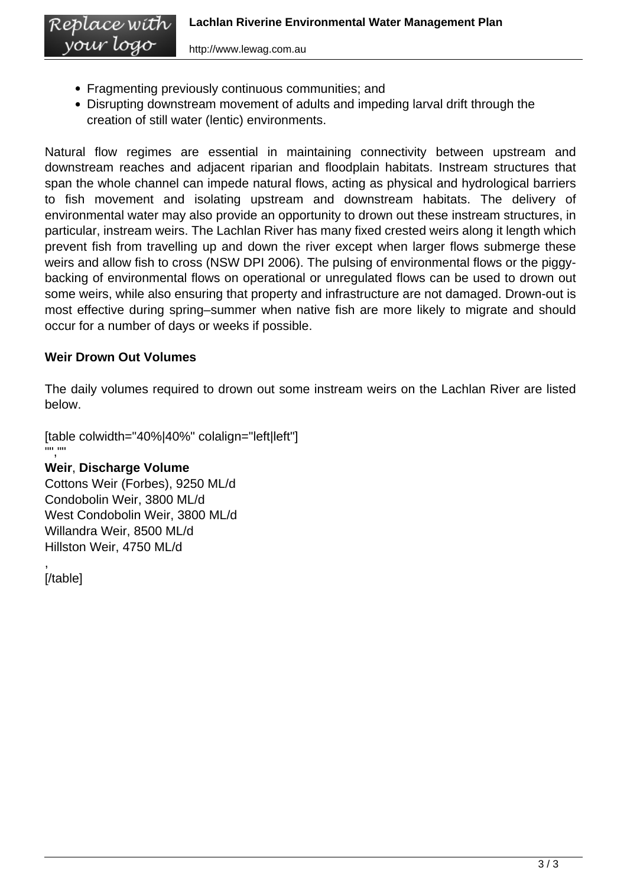- Fragmenting previously continuous communities; and
- Disrupting downstream movement of adults and impeding larval drift through the creation of still water (lentic) environments.

Natural flow regimes are essential in maintaining connectivity between upstream and downstream reaches and adjacent riparian and floodplain habitats. Instream structures that span the whole channel can impede natural flows, acting as physical and hydrological barriers to fish movement and isolating upstream and downstream habitats. The delivery of environmental water may also provide an opportunity to drown out these instream structures, in particular, instream weirs. The Lachlan River has many fixed crested weirs along it length which prevent fish from travelling up and down the river except when larger flows submerge these weirs and allow fish to cross (NSW DPI 2006). The pulsing of environmental flows or the piggy-backing of environmental flows on operational or unregulated flows can be used to drown out some weirs, while also ensuring that property and infrastructure are not damaged. Drown-out is most effective during spring–summer when native fish are more likely to migrate and should occur for a number of days or weeks if possible.

**Weir Drown Out Volumes**

The daily volumes required to drown out some instream weirs on the Lachlan River are listed below.

| Weir | Discharge Volume |
|---|---|
| Cottons Weir (Forbes) | 9250 ML/d |
| Condobolin Weir | 3800 ML/d |
| West Condobolin Weir | 3800 ML/d |
| Willandra Weir | 8500 ML/d |
| Hillston Weir | 4750 ML/d |